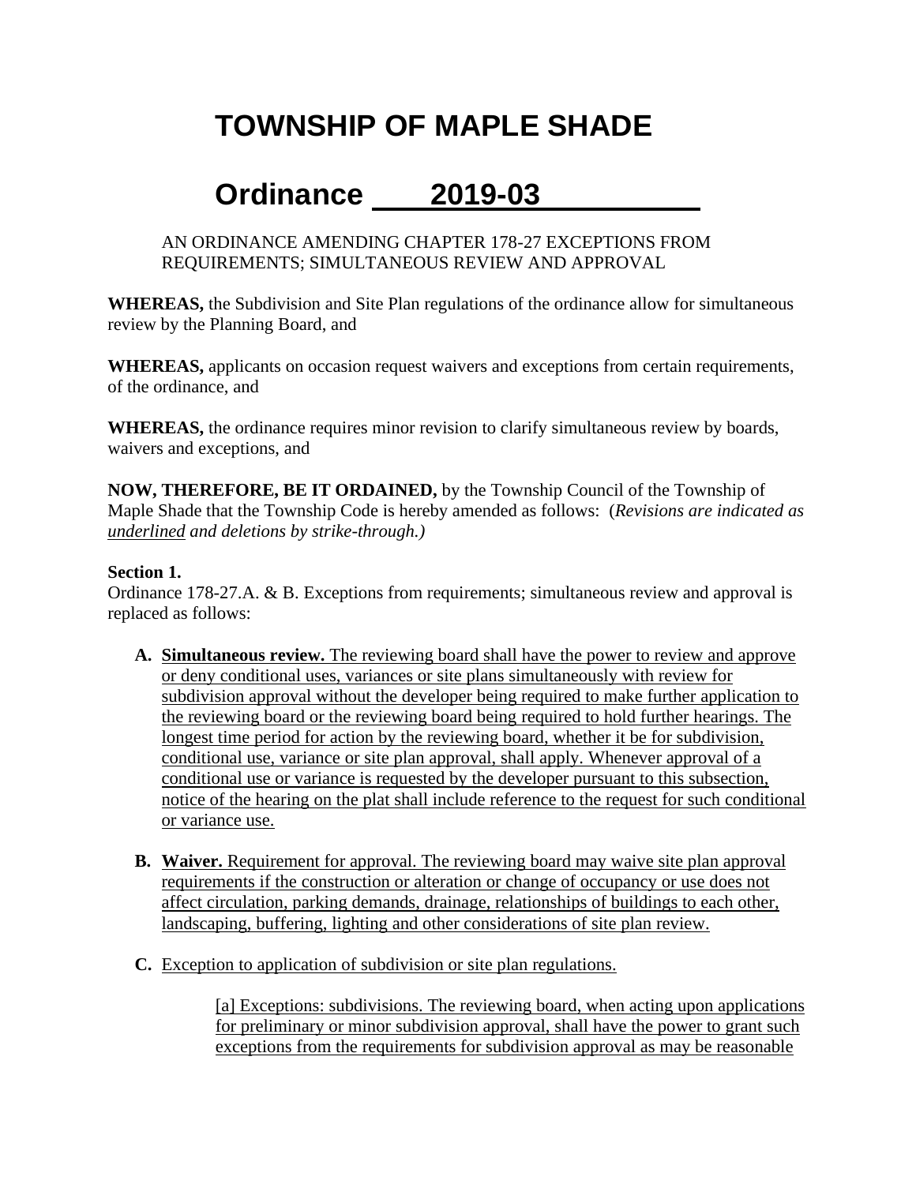# TOWNSHIP OF MAPLE SHADE

# Ordinance 2019-03

AN ORDINANCE AMENDING CHAPTER 178-27 EXCEPTIONS FROM REQUIREMENTS; SIMULTANEOUS REVIEW AND APPROVAL

**WHEREAS,** the Subdivision and Site Plan regulations of the ordinance allow for simultaneous review by the Planning Board, and

**WHEREAS,** applicants on occasion request waivers and exceptions from certain requirements, of the ordinance, and

**WHEREAS,** the ordinance requires minor revision to clarify simultaneous review by boards, waivers and exceptions, and

**NOW, THEREFORE, BE IT ORDAINED,** by the Township Council of the Township of Maple Shade that the Township Code is hereby amended as follows: (*Revisions are indicated as <u>underlined</u> and deletions by strike-through.)*

**Section 1.**
Ordinance 178-27.A. & B. Exceptions from requirements; simultaneous review and approval is replaced as follows:

**A.** <u>**Simultaneous review.** The reviewing board shall have the power to review and approve or deny conditional uses, variances or site plans simultaneously with review for subdivision approval without the developer being required to make further application to the reviewing board or the reviewing board being required to hold further hearings. The longest time period for action by the reviewing board, whether it be for subdivision, conditional use, variance or site plan approval, shall apply. Whenever approval of a conditional use or variance is requested by the developer pursuant to this subsection, notice of the hearing on the plat shall include reference to the request for such conditional or variance use.</u>

**B.** <u>**Waiver.** Requirement for approval. The reviewing board may waive site plan approval requirements if the construction or alteration or change of occupancy or use does not affect circulation, parking demands, drainage, relationships of buildings to each other, landscaping, buffering, lighting and other considerations of site plan review.</u>

**C.** <u>Exception to application of subdivision or site plan regulations.</u>

<u>[a] Exceptions: subdivisions. The reviewing board, when acting upon applications for preliminary or minor subdivision approval, shall have the power to grant such exceptions from the requirements for subdivision approval as may be reasonable</u>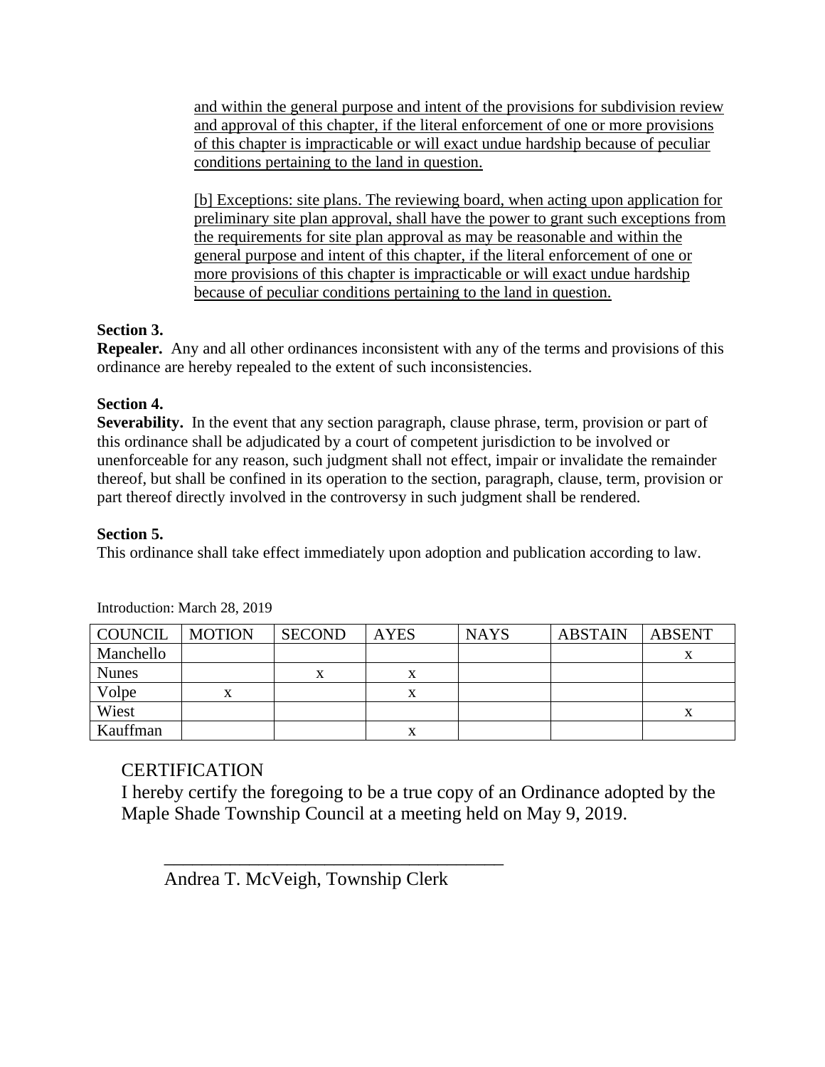<u>and within the general purpose and intent of the provisions for subdivision review and approval of this chapter, if the literal enforcement of one or more provisions of this chapter is impracticable or will exact undue hardship because of peculiar conditions pertaining to the land in question.</u>

<u>[b] Exceptions: site plans. The reviewing board, when acting upon application for preliminary site plan approval, shall have the power to grant such exceptions from the requirements for site plan approval as may be reasonable and within the general purpose and intent of this chapter, if the literal enforcement of one or more provisions of this chapter is impracticable or will exact undue hardship because of peculiar conditions pertaining to the land in question.</u>

**Section 3.**
**Repealer.** Any and all other ordinances inconsistent with any of the terms and provisions of this ordinance are hereby repealed to the extent of such inconsistencies.

**Section 4.**
**Severability.** In the event that any section paragraph, clause phrase, term, provision or part of this ordinance shall be adjudicated by a court of competent jurisdiction to be involved or unenforceable for any reason, such judgment shall not effect, impair or invalidate the remainder thereof, but shall be confined in its operation to the section, paragraph, clause, term, provision or part thereof directly involved in the controversy in such judgment shall be rendered.

**Section 5.**
This ordinance shall take effect immediately upon adoption and publication according to law.

Introduction: March 28, 2019

| COUNCIL | MOTION | SECOND | AYES | NAYS | ABSTAIN | ABSENT |
|---|---|---|---|---|---|---|
| Manchello | | | | | | x |
| Nunes | | x | x | | | |
| Volpe | x | | x | | | |
| Wiest | | | | | | x |
| Kauffman | | | x | | | |

CERTIFICATION
I hereby certify the foregoing to be a true copy of an Ordinance adopted by the Maple Shade Township Council at a meeting held on May 9, 2019.

____________________________________
Andrea T. McVeigh, Township Clerk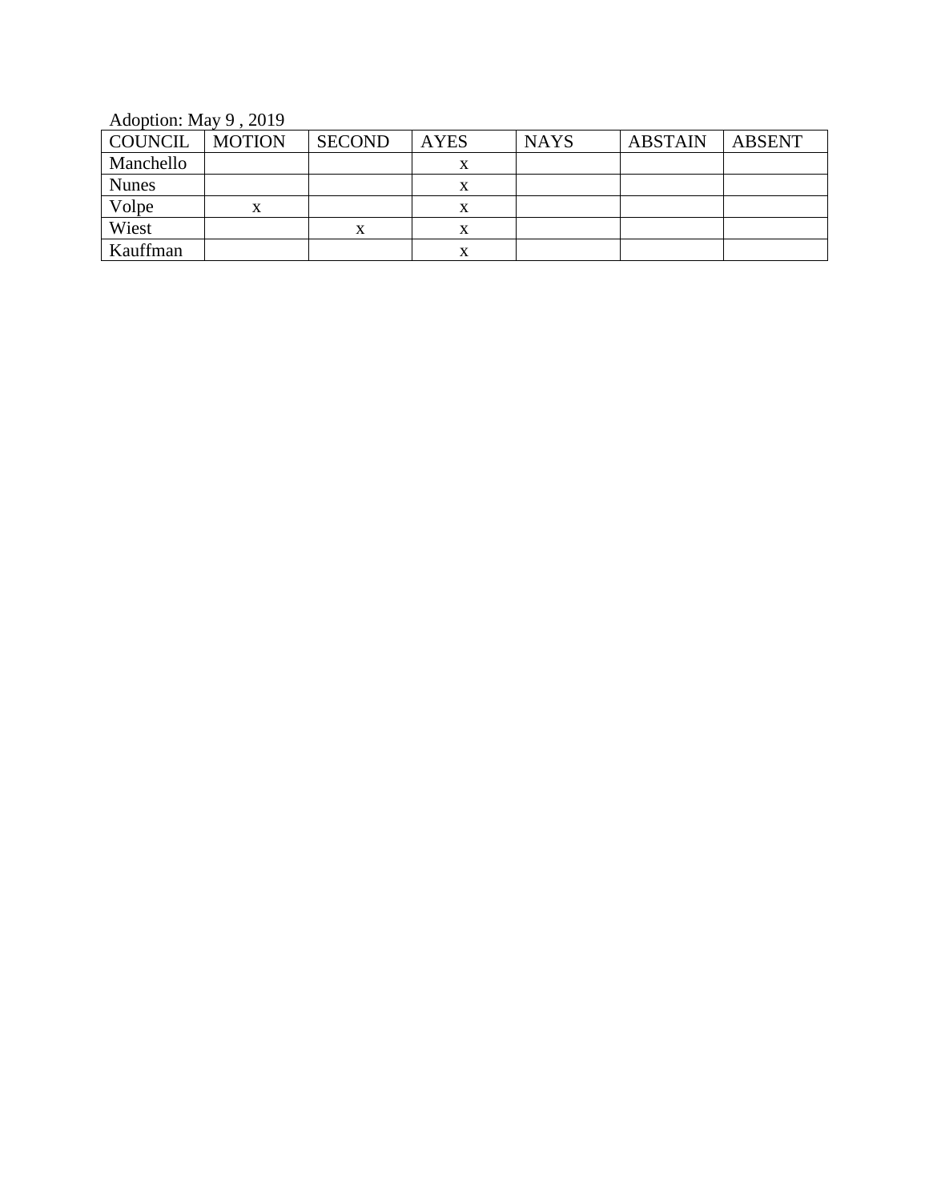Adoption: May 9 , 2019

| COUNCIL | MOTION | SECOND | AYES | NAYS | ABSTAIN | ABSENT |
| --- | --- | --- | --- | --- | --- | --- |
| Manchello | | | x | | | |
| Nunes | | | x | | | |
| Volpe | x | | x | | | |
| Wiest | | x | x | | | |
| Kauffman | | | x | | | |